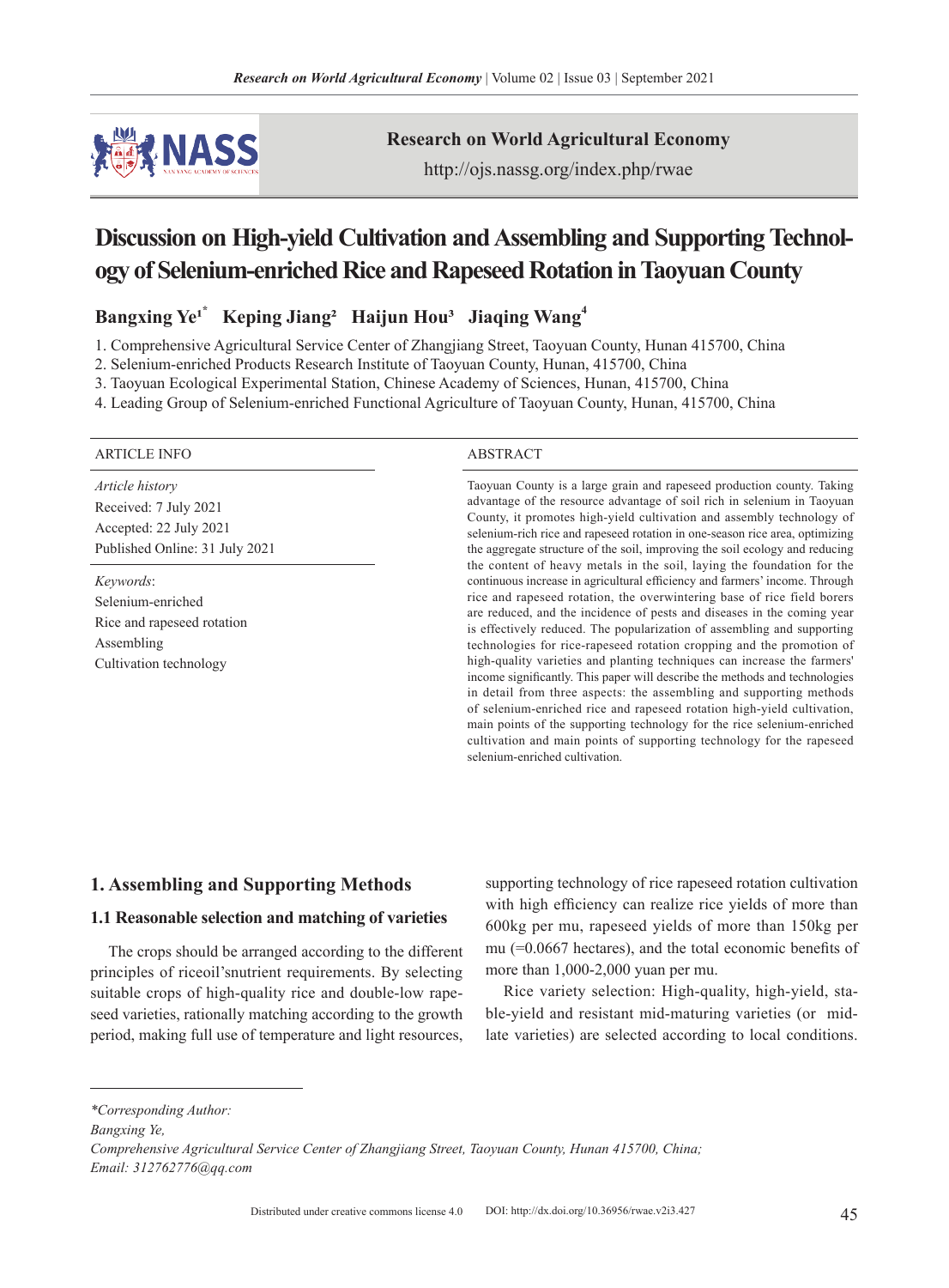# Discussion on High-yield Cultivation and Assembling and Supporting Technology of Selenium-enriched Rice and Rapeseed Rotation in Taoyuan County

**Bangxing Ye[1*] Keping Jiang[2] Haijun Hou[3] Jiaqing Wang[4]**

1. Comprehensive Agricultural Service Center of Zhangjiang Street, Taoyuan County, Hunan 415700, China
2. Selenium-enriched Products Research Institute of Taoyuan County, Hunan, 415700, China
3. Taoyuan Ecological Experimental Station, Chinese Academy of Sciences, Hunan, 415700, China
4. Leading Group of Selenium-enriched Functional Agriculture of Taoyuan County, Hunan, 415700, China

**ARTICLE INFO**

*Article history*
Received: 7 July 2021
Accepted: 22 July 2021
Published Online: 31 July 2021

*Keywords*:
Selenium-enriched
Rice and rapeseed rotation
Assembling
Cultivation technology

**ABSTRACT**

Taoyuan County is a large grain and rapeseed production county. Taking advantage of the resource advantage of soil rich in selenium in Taoyuan County, it promotes high-yield cultivation and assembly technology of selenium-rich rice and rapeseed rotation in one-season rice area, optimizing the aggregate structure of the soil, improving the soil ecology and reducing the content of heavy metals in the soil, laying the foundation for the continuous increase in agricultural efficiency and farmers' income. Through rice and rapeseed rotation, the overwintering base of rice field borers are reduced, and the incidence of pests and diseases in the coming year is effectively reduced. The popularization of assembling and supporting technologies for rice-rapeseed rotation cropping and the promotion of high-quality varieties and planting techniques can increase the farmers' income significantly. This paper will describe the methods and technologies in detail from three aspects: the assembling and supporting methods of selenium-enriched rice and rapeseed rotation high-yield cultivation, main points of the supporting technology for the rice selenium-enriched cultivation and main points of supporting technology for the rapeseed selenium-enriched cultivation.

## 1. Assembling and Supporting Methods

### 1.1 Reasonable selection and matching of varieties

The crops should be arranged according to the different principles of riceoil'snutrient requirements. By selecting suitable crops of high-quality rice and double-low rapeseed varieties, rationally matching according to the growth period, making full use of temperature and light resources, supporting technology of rice rapeseed rotation cultivation with high efficiency can realize rice yields of more than 600kg per mu, rapeseed yields of more than 150kg per mu (=0.0667 hectares), and the total economic benefits of more than 1,000-2,000 yuan per mu.

Rice variety selection: High-quality, high-yield, stable-yield and resistant mid-maturing varieties (or mid-late varieties) are selected according to local conditions.

*\*Corresponding Author:*
*Bangxing Ye,*
*Comprehensive Agricultural Service Center of Zhangjiang Street, Taoyuan County, Hunan 415700, China;*
*Email: 312762776@qq.com*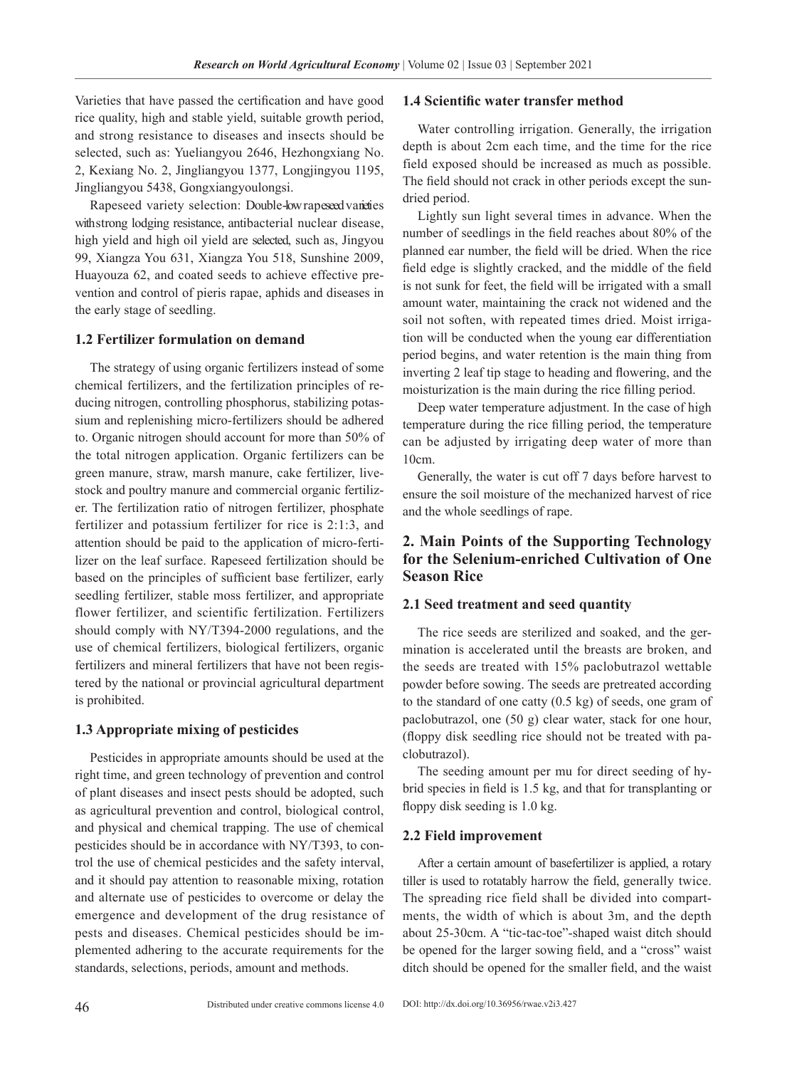Varieties that have passed the certification and have good rice quality, high and stable yield, suitable growth period, and strong resistance to diseases and insects should be selected, such as: Yueliangyou 2646, Hezhongxiang No. 2, Kexiang No. 2, Jingliangyou 1377, Longjingyou 1195, Jingliangyou 5438, Gongxiangyoulongsi.

Rapeseed variety selection: Double-low rapeseed varieties with strong lodging resistance, antibacterial nuclear disease, high yield and high oil yield are selected, such as, Jingyou 99, Xiangza You 631, Xiangza You 518, Sunshine 2009, Huayouza 62, and coated seeds to achieve effective prevention and control of pieris rapae, aphids and diseases in the early stage of seedling.

### 1.2 Fertilizer formulation on demand

The strategy of using organic fertilizers instead of some chemical fertilizers, and the fertilization principles of reducing nitrogen, controlling phosphorus, stabilizing potassium and replenishing micro-fertilizers should be adhered to. Organic nitrogen should account for more than 50% of the total nitrogen application. Organic fertilizers can be green manure, straw, marsh manure, cake fertilizer, livestock and poultry manure and commercial organic fertilizer. The fertilization ratio of nitrogen fertilizer, phosphate fertilizer and potassium fertilizer for rice is 2:1:3, and attention should be paid to the application of micro-fertilizer on the leaf surface. Rapeseed fertilization should be based on the principles of sufficient base fertilizer, early seedling fertilizer, stable moss fertilizer, and appropriate flower fertilizer, and scientific fertilization. Fertilizers should comply with NY/T394-2000 regulations, and the use of chemical fertilizers, biological fertilizers, organic fertilizers and mineral fertilizers that have not been registered by the national or provincial agricultural department is prohibited.

### 1.3 Appropriate mixing of pesticides

Pesticides in appropriate amounts should be used at the right time, and green technology of prevention and control of plant diseases and insect pests should be adopted, such as agricultural prevention and control, biological control, and physical and chemical trapping. The use of chemical pesticides should be in accordance with NY/T393, to control the use of chemical pesticides and the safety interval, and it should pay attention to reasonable mixing, rotation and alternate use of pesticides to overcome or delay the emergence and development of the drug resistance of pests and diseases. Chemical pesticides should be implemented adhering to the accurate requirements for the standards, selections, periods, amount and methods.

### 1.4 Scientific water transfer method

Water controlling irrigation. Generally, the irrigation depth is about 2cm each time, and the time for the rice field exposed should be increased as much as possible. The field should not crack in other periods except the sun-dried period.

Lightly sun light several times in advance. When the number of seedlings in the field reaches about 80% of the planned ear number, the field will be dried. When the rice field edge is slightly cracked, and the middle of the field is not sunk for feet, the field will be irrigated with a small amount water, maintaining the crack not widened and the soil not soften, with repeated times dried. Moist irrigation will be conducted when the young ear differentiation period begins, and water retention is the main thing from inverting 2 leaf tip stage to heading and flowering, and the moisturization is the main during the rice filling period.

Deep water temperature adjustment. In the case of high temperature during the rice filling period, the temperature can be adjusted by irrigating deep water of more than 10cm.

Generally, the water is cut off 7 days before harvest to ensure the soil moisture of the mechanized harvest of rice and the whole seedlings of rape.

## 2. Main Points of the Supporting Technology for the Selenium-enriched Cultivation of One Season Rice

### 2.1 Seed treatment and seed quantity

The rice seeds are sterilized and soaked, and the germination is accelerated until the breasts are broken, and the seeds are treated with 15% paclobutrazol wettable powder before sowing. The seeds are pretreated according to the standard of one catty (0.5 kg) of seeds, one gram of paclobutrazol, one (50 g) clear water, stack for one hour, (floppy disk seedling rice should not be treated with paclobutrazol).

The seeding amount per mu for direct seeding of hybrid species in field is 1.5 kg, and that for transplanting or floppy disk seeding is 1.0 kg.

### 2.2 Field improvement

After a certain amount of basefertilizer is applied, a rotary tiller is used to rotatably harrow the field, generally twice. The spreading rice field shall be divided into compartments, the width of which is about 3m, and the depth about 25-30cm. A "tic-tac-toe"-shaped waist ditch should be opened for the larger sowing field, and a "cross" waist ditch should be opened for the smaller field, and the waist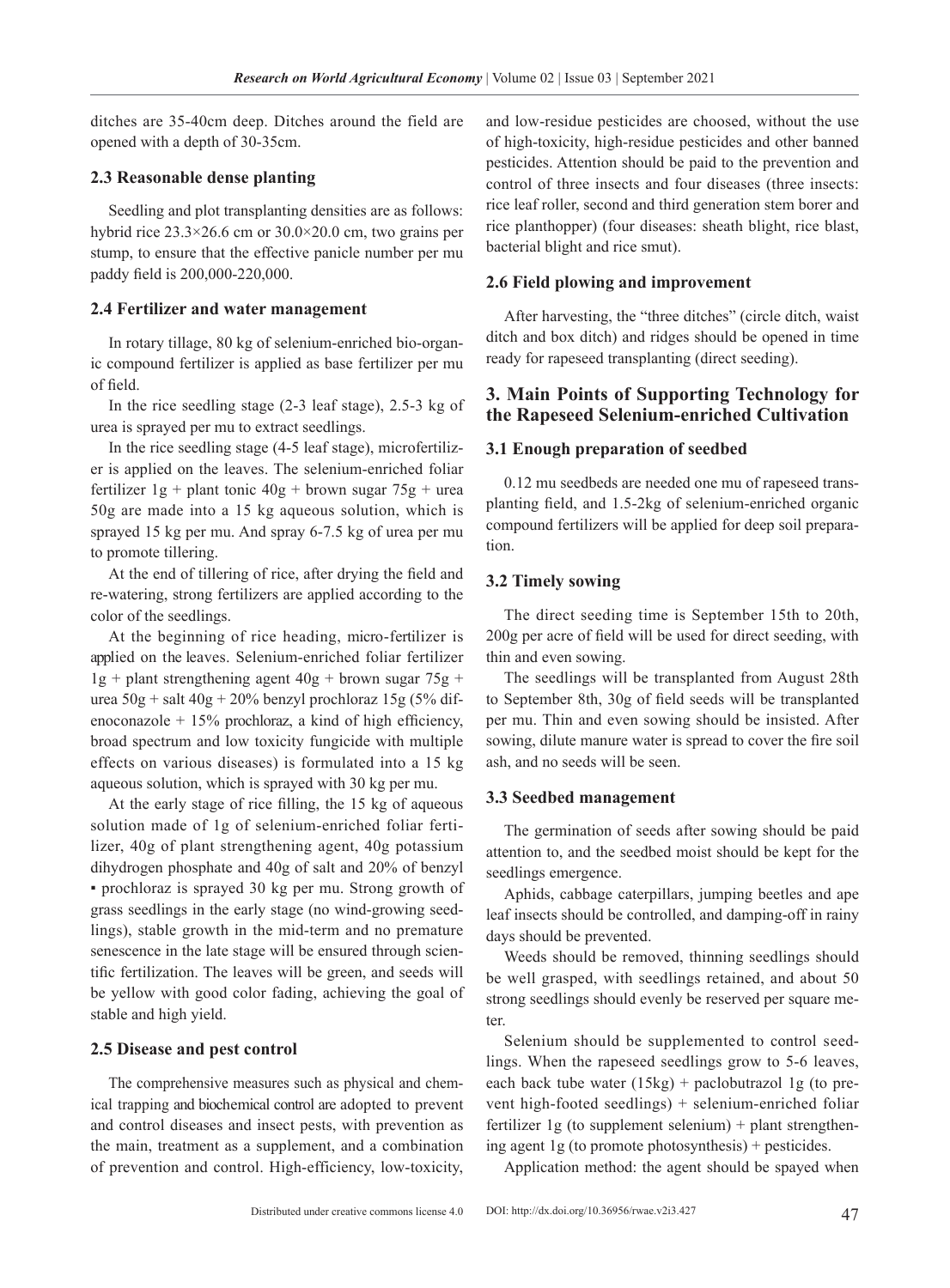ditches are 35-40cm deep. Ditches around the field are opened with a depth of 30-35cm.

### 2.3 Reasonable dense planting

Seedling and plot transplanting densities are as follows: hybrid rice 23.3×26.6 cm or 30.0×20.0 cm, two grains per stump, to ensure that the effective panicle number per mu paddy field is 200,000-220,000.

### 2.4 Fertilizer and water management

In rotary tillage, 80 kg of selenium-enriched bio-organic compound fertilizer is applied as base fertilizer per mu of field.

In the rice seedling stage (2-3 leaf stage), 2.5-3 kg of urea is sprayed per mu to extract seedlings.

In the rice seedling stage (4-5 leaf stage), microfertilizer is applied on the leaves. The selenium-enriched foliar fertilizer 1g + plant tonic 40g + brown sugar 75g + urea 50g are made into a 15 kg aqueous solution, which is sprayed 15 kg per mu. And spray 6-7.5 kg of urea per mu to promote tillering.

At the end of tillering of rice, after drying the field and re-watering, strong fertilizers are applied according to the color of the seedlings.

At the beginning of rice heading, micro-fertilizer is applied on the leaves. Selenium-enriched foliar fertilizer 1g + plant strengthening agent 40g + brown sugar 75g + urea 50g + salt 40g + 20% benzyl prochloraz 15g (5% difenoconazole + 15% prochloraz, a kind of high efficiency, broad spectrum and low toxicity fungicide with multiple effects on various diseases) is formulated into a 15 kg aqueous solution, which is sprayed with 30 kg per mu.

At the early stage of rice filling, the 15 kg of aqueous solution made of 1g of selenium-enriched foliar fertilizer, 40g of plant strengthening agent, 40g potassium dihydrogen phosphate and 40g of salt and 20% of benzyl ▪ prochloraz is sprayed 30 kg per mu. Strong growth of grass seedlings in the early stage (no wind-growing seedlings), stable growth in the mid-term and no premature senescence in the late stage will be ensured through scientific fertilization. The leaves will be green, and seeds will be yellow with good color fading, achieving the goal of stable and high yield.

### 2.5 Disease and pest control

The comprehensive measures such as physical and chemical trapping and biochemical control are adopted to prevent and control diseases and insect pests, with prevention as the main, treatment as a supplement, and a combination of prevention and control. High-efficiency, low-toxicity, and low-residue pesticides are choosed, without the use of high-toxicity, high-residue pesticides and other banned pesticides. Attention should be paid to the prevention and control of three insects and four diseases (three insects: rice leaf roller, second and third generation stem borer and rice planthopper) (four diseases: sheath blight, rice blast, bacterial blight and rice smut).

### 2.6 Field plowing and improvement

After harvesting, the "three ditches" (circle ditch, waist ditch and box ditch) and ridges should be opened in time ready for rapeseed transplanting (direct seeding).

## 3. Main Points of Supporting Technology for the Rapeseed Selenium-enriched Cultivation

### 3.1 Enough preparation of seedbed

0.12 mu seedbeds are needed one mu of rapeseed transplanting field, and 1.5-2kg of selenium-enriched organic compound fertilizers will be applied for deep soil preparation.

### 3.2 Timely sowing

The direct seeding time is September 15th to 20th, 200g per acre of field will be used for direct seeding, with thin and even sowing.

The seedlings will be transplanted from August 28th to September 8th, 30g of field seeds will be transplanted per mu. Thin and even sowing should be insisted. After sowing, dilute manure water is spread to cover the fire soil ash, and no seeds will be seen.

### 3.3 Seedbed management

The germination of seeds after sowing should be paid attention to, and the seedbed moist should be kept for the seedlings emergence.

Aphids, cabbage caterpillars, jumping beetles and ape leaf insects should be controlled, and damping-off in rainy days should be prevented.

Weeds should be removed, thinning seedlings should be well grasped, with seedlings retained, and about 50 strong seedlings should evenly be reserved per square meter.

Selenium should be supplemented to control seedlings. When the rapeseed seedlings grow to 5-6 leaves, each back tube water (15kg) + paclobutrazol 1g (to prevent high-footed seedlings) + selenium-enriched foliar fertilizer 1g (to supplement selenium) + plant strengthening agent 1g (to promote photosynthesis) + pesticides.

Application method: the agent should be spayed when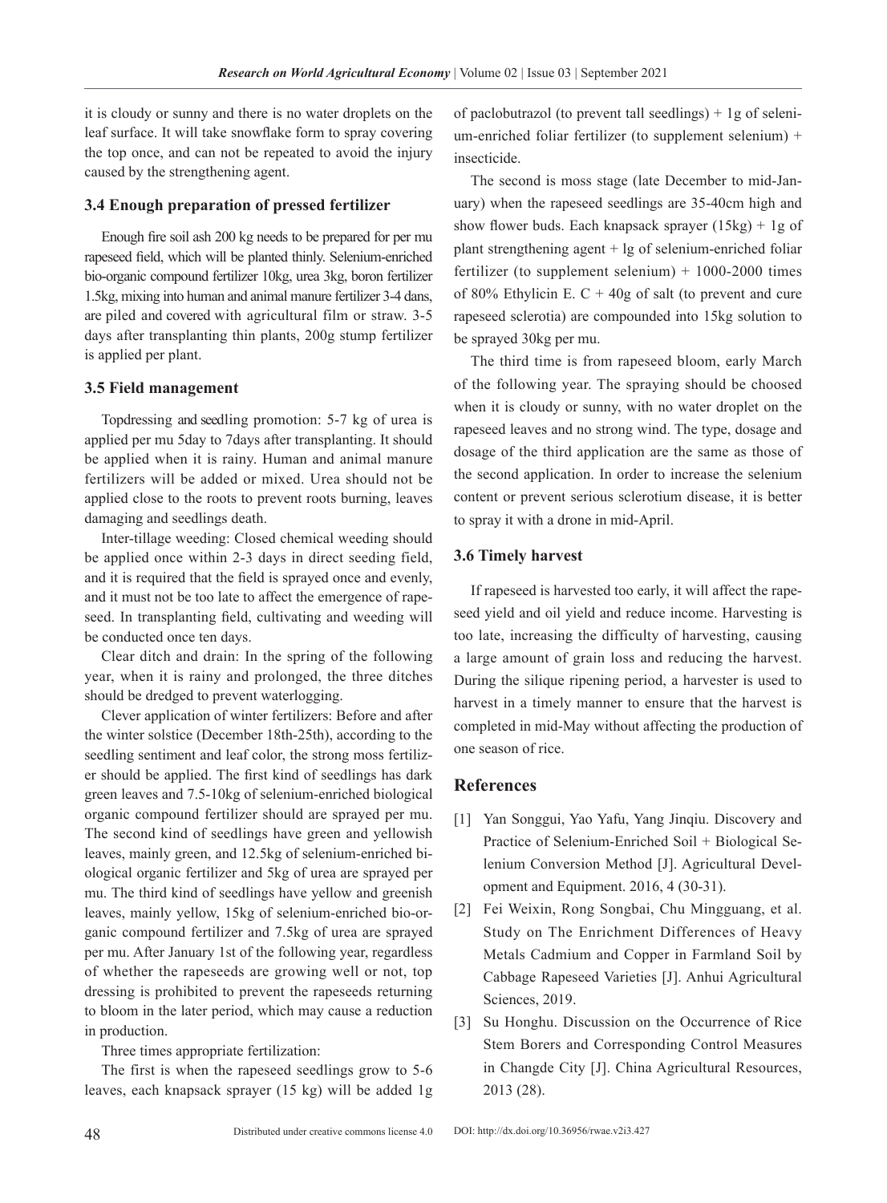it is cloudy or sunny and there is no water droplets on the leaf surface. It will take snowflake form to spray covering the top once, and can not be repeated to avoid the injury caused by the strengthening agent.

### 3.4 Enough preparation of pressed fertilizer

Enough fire soil ash 200 kg needs to be prepared for per mu rapeseed field, which will be planted thinly. Selenium-enriched bio-organic compound fertilizer 10kg, urea 3kg, boron fertilizer 1.5kg, mixing into human and animal manure fertilizer 3-4 dans, are piled and covered with agricultural film or straw. 3-5 days after transplanting thin plants, 200g stump fertilizer is applied per plant.

### 3.5 Field management

Topdressing and seedling promotion: 5-7 kg of urea is applied per mu 5day to 7days after transplanting. It should be applied when it is rainy. Human and animal manure fertilizers will be added or mixed. Urea should not be applied close to the roots to prevent roots burning, leaves damaging and seedlings death.

Inter-tillage weeding: Closed chemical weeding should be applied once within 2-3 days in direct seeding field, and it is required that the field is sprayed once and evenly, and it must not be too late to affect the emergence of rapeseed. In transplanting field, cultivating and weeding will be conducted once ten days.

Clear ditch and drain: In the spring of the following year, when it is rainy and prolonged, the three ditches should be dredged to prevent waterlogging.

Clever application of winter fertilizers: Before and after the winter solstice (December 18th-25th), according to the seedling sentiment and leaf color, the strong moss fertilizer should be applied. The first kind of seedlings has dark green leaves and 7.5-10kg of selenium-enriched biological organic compound fertilizer should are sprayed per mu. The second kind of seedlings have green and yellowish leaves, mainly green, and 12.5kg of selenium-enriched biological organic fertilizer and 5kg of urea are sprayed per mu. The third kind of seedlings have yellow and greenish leaves, mainly yellow, 15kg of selenium-enriched bio-organic compound fertilizer and 7.5kg of urea are sprayed per mu. After January 1st of the following year, regardless of whether the rapeseeds are growing well or not, top dressing is prohibited to prevent the rapeseeds returning to bloom in the later period, which may cause a reduction in production.

Three times appropriate fertilization:

The first is when the rapeseed seedlings grow to 5-6 leaves, each knapsack sprayer (15 kg) will be added 1g of paclobutrazol (to prevent tall seedlings) + 1g of selenium-enriched foliar fertilizer (to supplement selenium) + insecticide.

The second is moss stage (late December to mid-January) when the rapeseed seedlings are 35-40cm high and show flower buds. Each knapsack sprayer (15kg) + 1g of plant strengthening agent + lg of selenium-enriched foliar fertilizer (to supplement selenium) + 1000-2000 times of 80% Ethylicin E. C + 40g of salt (to prevent and cure rapeseed sclerotia) are compounded into 15kg solution to be sprayed 30kg per mu.

The third time is from rapeseed bloom, early March of the following year. The spraying should be choosed when it is cloudy or sunny, with no water droplet on the rapeseed leaves and no strong wind. The type, dosage and dosage of the third application are the same as those of the second application. In order to increase the selenium content or prevent serious sclerotium disease, it is better to spray it with a drone in mid-April.

### 3.6 Timely harvest

If rapeseed is harvested too early, it will affect the rapeseed yield and oil yield and reduce income. Harvesting is too late, increasing the difficulty of harvesting, causing a large amount of grain loss and reducing the harvest. During the silique ripening period, a harvester is used to harvest in a timely manner to ensure that the harvest is completed in mid-May without affecting the production of one season of rice.

## References

[1] Yan Songgui, Yao Yafu, Yang Jinqiu. Discovery and Practice of Selenium-Enriched Soil + Biological Selenium Conversion Method [J]. Agricultural Development and Equipment. 2016, 4 (30-31).

[2] Fei Weixin, Rong Songbai, Chu Mingguang, et al. Study on The Enrichment Differences of Heavy Metals Cadmium and Copper in Farmland Soil by Cabbage Rapeseed Varieties [J]. Anhui Agricultural Sciences, 2019.

[3] Su Honghu. Discussion on the Occurrence of Rice Stem Borers and Corresponding Control Measures in Changde City [J]. China Agricultural Resources, 2013 (28).